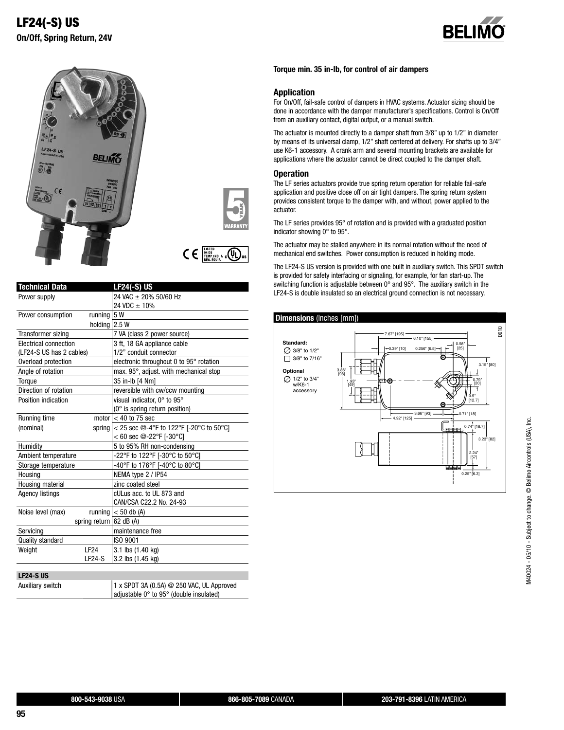# LF24(-S) US

**On/Off, Spring Return, 24V**

**Torque min. 35 in-lb, for control of air dampers**

## Application

For On/Off, fail-safe control of dampers in HVAC systems. Actuator sizing should be done in accordance with the damper manufacturer's specifications. Control is On/Off from an auxiliary contact, digital output, or a manual switch.

The actuator is mounted directly to a damper shaft from 3/8" up to 1/2" in diameter by means of its universal clamp, 1/2" shaft centered at delivery. For shafts up to 3/4" use K6-1 accessory. A crank arm and several mounting brackets are available for applications where the actuator cannot be direct coupled to the damper shaft.

## Operation

The LF series actuators provide true spring return operation for reliable fail-safe application and positive close off on air tight dampers. The spring return system provides consistent torque to the damper with, and without, power applied to the actuator.

The LF series provides 95° of rotation and is provided with a graduated position indicator showing 0° to 95°.

The actuator may be stalled anywhere in its normal rotation without the need of mechanical end switches. Power consumption is reduced in holding mode.

The LF24-S US version is provided with one built in auxiliary switch. This SPDT switch is provided for safety interfacing or signaling, for example, for fan start-up. The switching function is adjustable between 0° and 95°. The auxiliary switch in the LF24-S is double insulated so an electrical ground connection is not necessary.

| Technical Data | | LF24(-S) US |
|---|---|---|
| Power supply | | 24 VAC ± 20% 50/60 Hz<br>24 VDC ± 10% |
| Power consumption | running | 5 W |
| | holding | 2.5 W |
| Transformer sizing | | 7 VA (class 2 power source) |
| Electrical connection<br>(LF24-S US has 2 cables) | | 3 ft, 18 GA appliance cable<br>1/2" conduit connector |
| Overload protection | | electronic throughout 0 to 95° rotation |
| Angle of rotation | | max. 95°, adjust. with mechanical stop |
| Torque | | 35 in-lb [4 Nm] |
| Direction of rotation | | reversible with cw/ccw mounting |
| Position indication | | visual indicator, 0° to 95°<br>(0° is spring return position) |
| Running time | motor | < 40 to 75 sec |
| (nominal) | spring | < 25 sec @-4°F to 122°F [-20°C to 50°C]<br>< 60 sec @-22°F [-30°C] |
| Humidity | | 5 to 95% RH non-condensing |
| Ambient temperature | | -22°F to 122°F [-30°C to 50°C] |
| Storage temperature | | -40°F to 176°F [-40°C to 80°C] |
| Housing | | NEMA type 2 / IP54 |
| Housing material | | zinc coated steel |
| Agency listings | | cULus acc. to UL 873 and<br>CAN/CSA C22.2 No. 24-93 |
| Noise level (max) | running | < 50 db (A) |
| | spring return | 62 dB (A) |
| Servicing | | maintenance free |
| Quality standard | | ISO 9001 |
| Weight | LF24 | 3.1 lbs (1.40 kg) |
| | LF24-S | 3.2 lbs (1.45 kg) |

| LF24-S US | | |
|---|---|---|
| Auxiliary switch | | 1 x SPDT 3A (0.5A) @ 250 VAC, UL Approved<br>adjustable 0° to 95° (double insulated) |

**Dimensions** (Inches [mm])

Standard:
- ∅ 3/8" to 1/2"
- □ 3/8" to 7/16"

Optional
- ∅ 1/2" to 3/4" w/K6-1 accessory

M40024 - 05/10 - Subject to change. © Belimo Aircontrols (USA), Inc.

**800-543-9038** USA | **866-805-7089** CANADA | **203-791-8396** LATIN AMERICA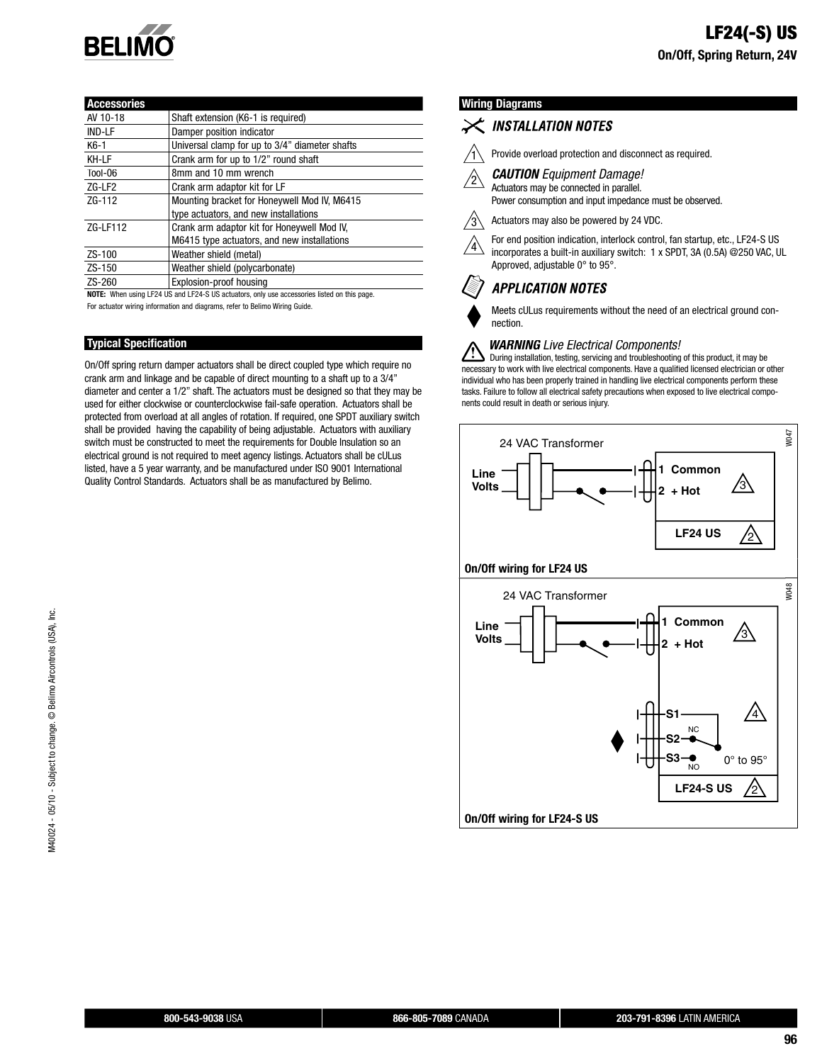# LF24(-S) US

## On/Off, Spring Return, 24V

## Accessories

| | |
|---|---|
| AV 10-18 | Shaft extension (K6-1 is required) |
| IND-LF | Damper position indicator |
| K6-1 | Universal clamp for up to 3/4" diameter shafts |
| KH-LF | Crank arm for up to 1/2" round shaft |
| Tool-06 | 8mm and 10 mm wrench |
| ZG-LF2 | Crank arm adaptor kit for LF |
| ZG-112 | Mounting bracket for Honeywell Mod IV, M6415 type actuators, and new installations |
| ZG-LF112 | Crank arm adaptor kit for Honeywell Mod IV, M6415 type actuators, and new installations |
| ZS-100 | Weather shield (metal) |
| ZS-150 | Weather shield (polycarbonate) |
| ZS-260 | Explosion-proof housing |

**NOTE:** When using LF24 US and LF24-S US actuators, only use accessories listed on this page.

For actuator wiring information and diagrams, refer to Belimo Wiring Guide.

## Typical Specification

On/Off spring return damper actuators shall be direct coupled type which require no crank arm and linkage and be capable of direct mounting to a shaft up to a 3/4" diameter and center a 1/2" shaft. The actuators must be designed so that they may be used for either clockwise or counterclockwise fail-safe operation. Actuators shall be protected from overload at all angles of rotation. If required, one SPDT auxiliary switch shall be provided having the capability of being adjustable. Actuators with auxiliary switch must be constructed to meet the requirements for Double Insulation so an electrical ground is not required to meet agency listings. Actuators shall be cULus listed, have a 5 year warranty, and be manufactured under ISO 9001 International Quality Control Standards. Actuators shall be as manufactured by Belimo.

## Wiring Diagrams

### INSTALLATION NOTES

1. Provide overload protection and disconnect as required.
2. **CAUTION** *Equipment Damage!* Actuators may be connected in parallel. Power consumption and input impedance must be observed.
3. Actuators may also be powered by 24 VDC.
4. For end position indication, interlock control, fan startup, etc., LF24-S US incorporates a built-in auxiliary switch: 1 x SPDT, 3A (0.5A) @250 VAC, UL Approved, adjustable 0° to 95°.

### APPLICATION NOTES

◆ Meets cULus requirements without the need of an electrical ground connection.

**WARNING** *Live Electrical Components!*
During installation, testing, servicing and troubleshooting of this product, it may be necessary to work with live electrical components. Have a qualified licensed electrician or other individual who has been properly trained in handling live electrical components perform these tasks. Failure to follow all electrical safety precautions when exposed to live electrical components could result in death or serious injury.

W047

24 VAC Transformer
Line Volts
1 Common
2 + Hot
3
LF24 US
2

**On/Off wiring for LF24 US**

W048

24 VAC Transformer
Line Volts
1 Common
2 + Hot
3
S1
S2 NC
S3 NO
4
0° to 95°
LF24-S US
2

**On/Off wiring for LF24-S US**

M40024 - 05/10 - Subject to change. © Belimo Aircontrols (USA), Inc.

**800-543-9038** USA | **866-805-7089** CANADA | **203-791-8396** LATIN AMERICA